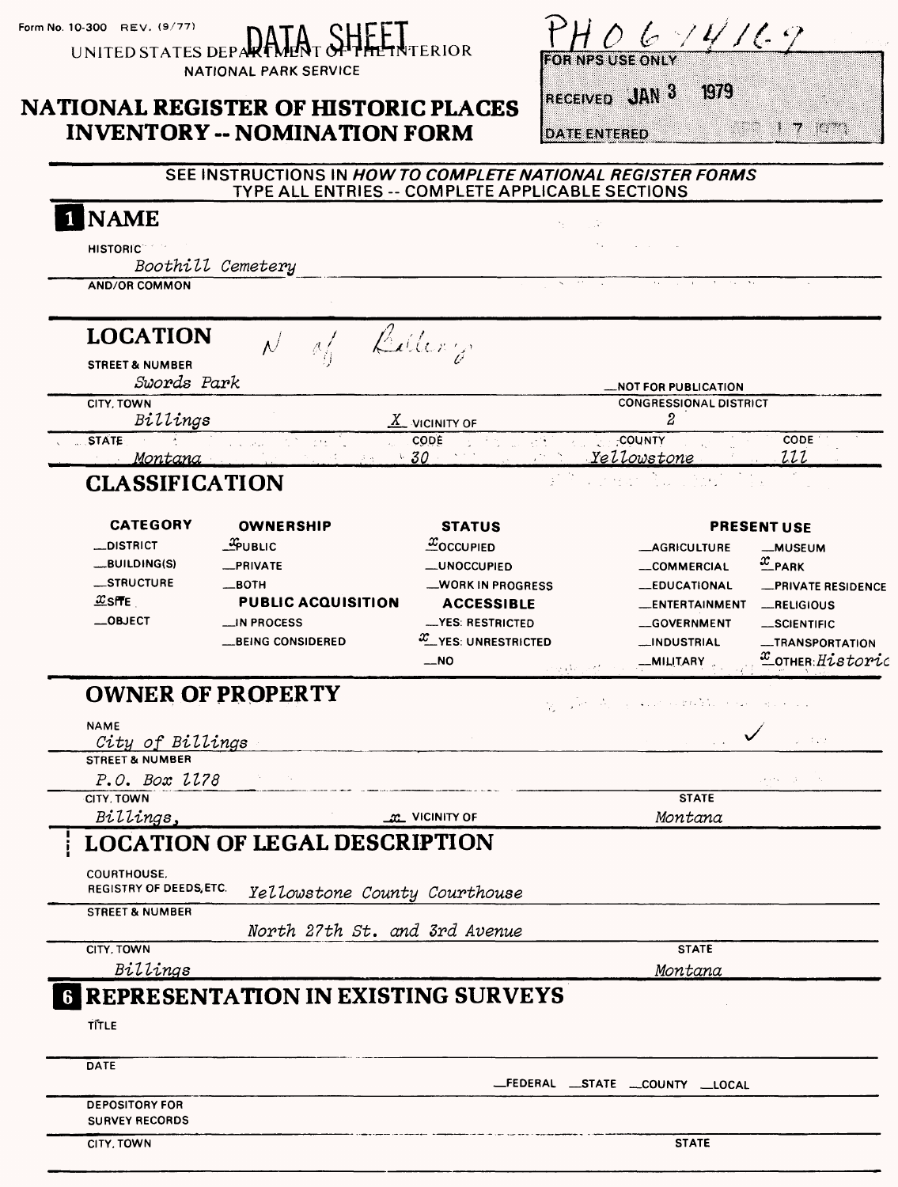Form No. 10-300 REV. (9/77)

DATA SHEET

UNITED STATES DEPARTMENT OF THE INTERIOR
NATIONAL PARK SERVICE

# NATIONAL REGISTER OF HISTORIC PLACES INVENTORY -- NOMINATION FORM

PH 0 6 14 16 9

FOR NPS USE ONLY

RECEIVED JAN 3 1979

DATE ENTERED 1 7 1979

SEE INSTRUCTIONS IN *HOW TO COMPLETE NATIONAL REGISTER FORMS*
TYPE ALL ENTRIES -- COMPLETE APPLICABLE SECTIONS

## 1 NAME

HISTORIC
*Boothill Cemetery*

AND/OR COMMON

## LOCATION

N of Billings

STREET & NUMBER
*Swords Park*

__NOT FOR PUBLICATION

CITY, TOWN
*Billings* _X_ VICINITY OF

CONGRESSIONAL DISTRICT
*2*

STATE *Montana* CODE *30* COUNTY *Yellowstone* CODE *111*

## CLASSIFICATION

| CATEGORY | OWNERSHIP | STATUS | PRESENT USE | |
|---|---|---|---|---|
| __DISTRICT | _x_PUBLIC | _x_OCCUPIED | __AGRICULTURE | __MUSEUM |
| __BUILDING(S) | __PRIVATE | __UNOCCUPIED | __COMMERCIAL | _x_PARK |
| __STRUCTURE | __BOTH | __WORK IN PROGRESS | __EDUCATIONAL | __PRIVATE RESIDENCE |
| _x_SITE | **PUBLIC ACQUISITION** | **ACCESSIBLE** | __ENTERTAINMENT | __RELIGIOUS |
| __OBJECT | __IN PROCESS | __YES: RESTRICTED | __GOVERNMENT | __SCIENTIFIC |
| | __BEING CONSIDERED | _x_YES: UNRESTRICTED | __INDUSTRIAL | __TRANSPORTATION |
| | | __NO | __MILITARY | _x_OTHER: *Historic* |

## OWNER OF PROPERTY

NAME
*City of Billings*

STREET & NUMBER
*P.O. Box 1178*

CITY, TOWN
*Billings,* _x_ VICINITY OF

STATE
*Montana*

## LOCATION OF LEGAL DESCRIPTION

COURTHOUSE, REGISTRY OF DEEDS, ETC. *Yellowstone County Courthouse*

STREET & NUMBER
*North 27th St. and 3rd Avenue*

CITY, TOWN
*Billings*

STATE
*Montana*

## 6 REPRESENTATION IN EXISTING SURVEYS

TITLE

DATE

__FEDERAL __STATE __COUNTY __LOCAL

DEPOSITORY FOR SURVEY RECORDS

CITY, TOWN

STATE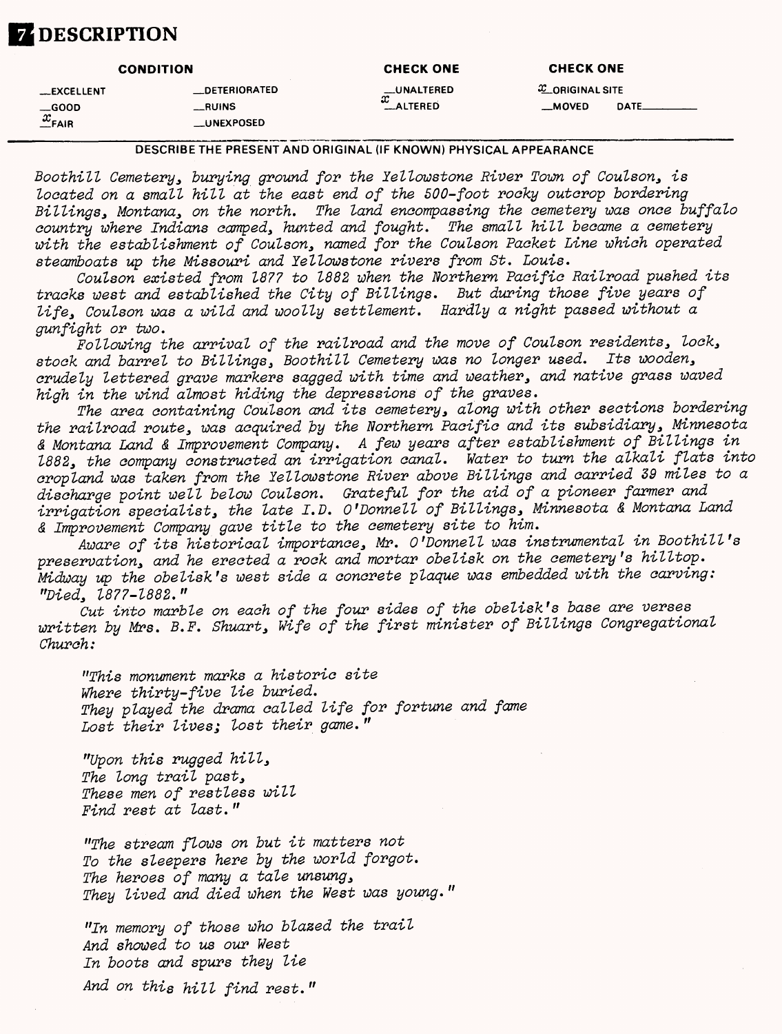# 7 DESCRIPTION

| CONDITION | | CHECK ONE | CHECK ONE |
|---|---|---|---|
| __EXCELLENT | __DETERIORATED | __UNALTERED | x ORIGINAL SITE |
| __GOOD | __RUINS | x ALTERED | __MOVED DATE______ |
| x FAIR | __UNEXPOSED | | |

**DESCRIBE THE PRESENT AND ORIGINAL (IF KNOWN) PHYSICAL APPEARANCE**

*Boothill Cemetery, burying ground for the Yellowstone River Town of Coulson, is located on a small hill at the east end of the 500-foot rocky outcrop bordering Billings, Montana, on the north. The land encompassing the cemetery was once buffalo country where Indians camped, hunted and fought. The small hill became a cemetery with the establishment of Coulson, named for the Coulson Packet Line which operated steamboats up the Missouri and Yellowstone rivers from St. Louis.*

*Coulson existed from 1877 to 1882 when the Northern Pacific Railroad pushed its tracks west and established the City of Billings. But during those five years of life, Coulson was a wild and woolly settlement. Hardly a night passed without a gunfight or two.*

*Following the arrival of the railroad and the move of Coulson residents, lock, stock and barrel to Billings, Boothill Cemetery was no longer used. Its wooden, crudely lettered grave markers sagged with time and weather, and native grass waved high in the wind almost hiding the depressions of the graves.*

*The area containing Coulson and its cemetery, along with other sections bordering the railroad route, was acquired by the Northern Pacific and its subsidiary, Minnesota & Montana Land & Improvement Company. A few years after establishment of Billings in 1882, the company constructed an irrigation canal. Water to turn the alkali flats into cropland was taken from the Yellowstone River above Billings and carried 39 miles to a discharge point well below Coulson. Grateful for the aid of a pioneer farmer and irrigation specialist, the late I.D. O'Donnell of Billings, Minnesota & Montana Land & Improvement Company gave title to the cemetery site to him.*

*Aware of its historical importance, Mr. O'Donnell was instrumental in Boothill's preservation, and he erected a rock and mortar obelisk on the cemetery's hilltop. Midway up the obelisk's west side a concrete plaque was embedded with the carving: "Died, 1877-1882."*

*Cut into marble on each of the four sides of the obelisk's base are verses written by Mrs. B.F. Shuart, Wife of the first minister of Billings Congregational Church:*

> *"This monument marks a historic site*
> *Where thirty-five lie buried.*
> *They played the drama called life for fortune and fame*
> *Lost their lives; lost their game."*

> *"Upon this rugged hill,*
> *The long trail past,*
> *These men of restless will*
> *Find rest at last."*

> *"The stream flows on but it matters not*
> *To the sleepers here by the world forgot.*
> *The heroes of many a tale unsung,*
> *They lived and died when the West was young."*

> *"In memory of those who blazed the trail*
> *And showed to us our West*
> *In boots and spurs they lie*
> *And on this hill find rest."*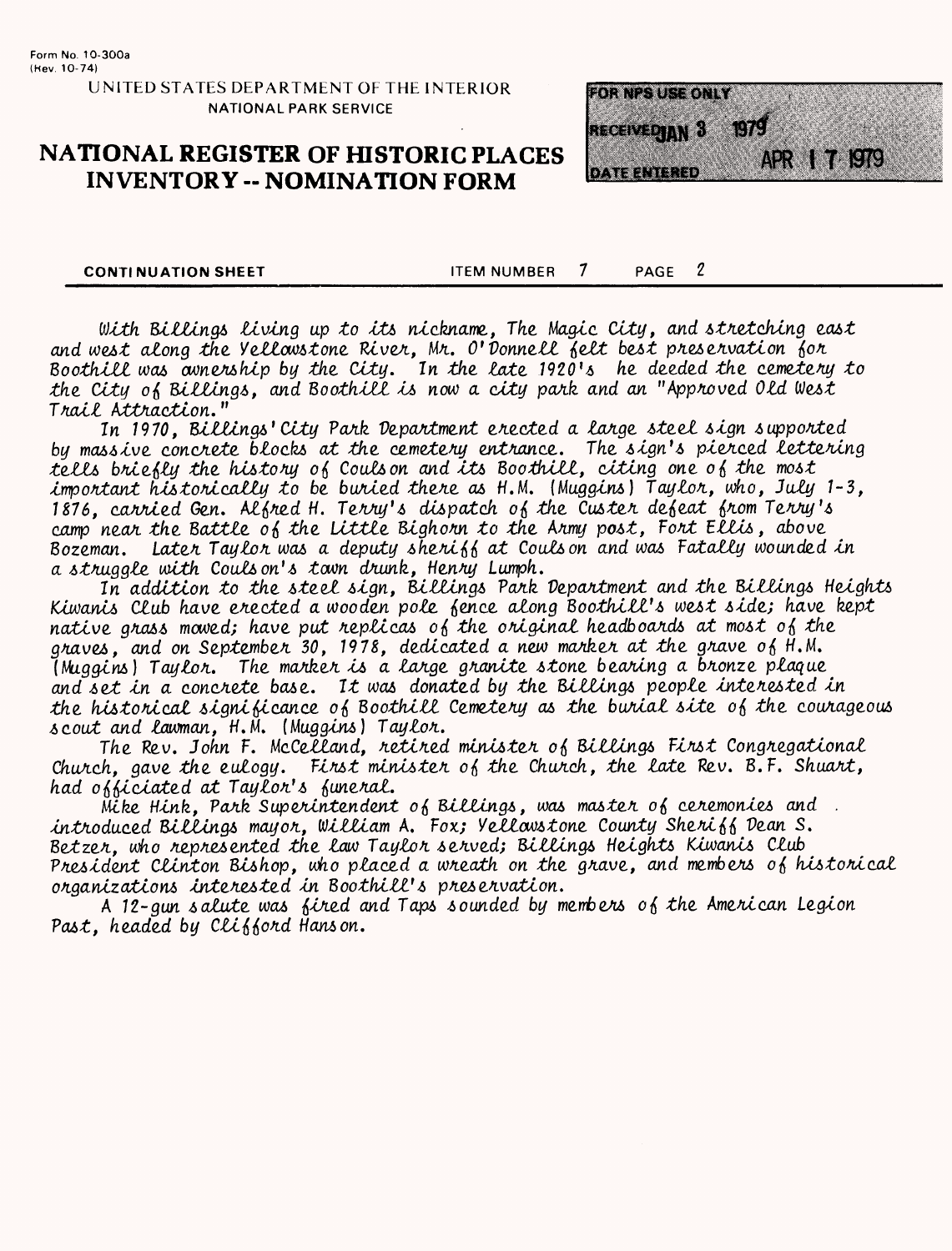Form No. 10-300a
(Rev. 10-74)

UNITED STATES DEPARTMENT OF THE INTERIOR
NATIONAL PARK SERVICE

# NATIONAL REGISTER OF HISTORIC PLACES INVENTORY -- NOMINATION FORM

FOR NPS USE ONLY
RECEIVED JAN 3 1979
DATE ENTERED APR 17 1979

**CONTINUATION SHEET** ITEM NUMBER 7 PAGE 2

With Billings living up to its nickname, The Magic City, and stretching east and west along the Yellowstone River, Mr. O'Donnell felt best preservation for Boothill was ownership by the City. In the late 1920's he deeded the cemetery to the City of Billings, and Boothill is now a city park and an "Approved Old West Trail Attraction."

In 1970, Billings' City Park Department erected a large steel sign supported by massive concrete blocks at the cemetery entrance. The sign's pierced lettering tells briefly the history of Coulson and its Boothill, citing one of the most important historically to be buried there as H.M. (Muggins) Taylor, who, July 1-3, 1876, carried Gen. Alfred H. Terry's dispatch of the Custer defeat from Terry's camp near the Battle of the Little Bighorn to the Army post, Fort Ellis, above Bozeman. Later Taylor was a deputy sheriff at Coulson and was fatally wounded in a struggle with Coulson's town drunk, Henry Lumph.

In addition to the steel sign, Billings Park Department and the Billings Heights Kiwanis Club have erected a wooden pole fence along Boothill's west side; have kept native grass mowed; have put replicas of the original headboards at most of the graves, and on September 30, 1978, dedicated a new marker at the grave of H.M. (Muggins) Taylor. The marker is a large granite stone bearing a bronze plaque and set in a concrete base. It was donated by the Billings people interested in the historical significance of Boothill Cemetery as the burial site of the courageous scout and lawman, H.M. (Muggins) Taylor.

The Rev. John F. McCelland, retired minister of Billings First Congregational Church, gave the eulogy. First minister of the Church, the late Rev. B.F. Shuart, had officiated at Taylor's funeral.

Mike Hink, Park Superintendent of Billings, was master of ceremonies and introduced Billings mayor, William A. Fox; Yellowstone County Sheriff Dean S. Betzer, who represented the law Taylor served; Billings Heights Kiwanis Club President Clinton Bishop, who placed a wreath on the grave, and members of historical organizations interested in Boothill's preservation.

A 12-gun salute was fired and Taps sounded by members of the American Legion Post, headed by Clifford Hanson.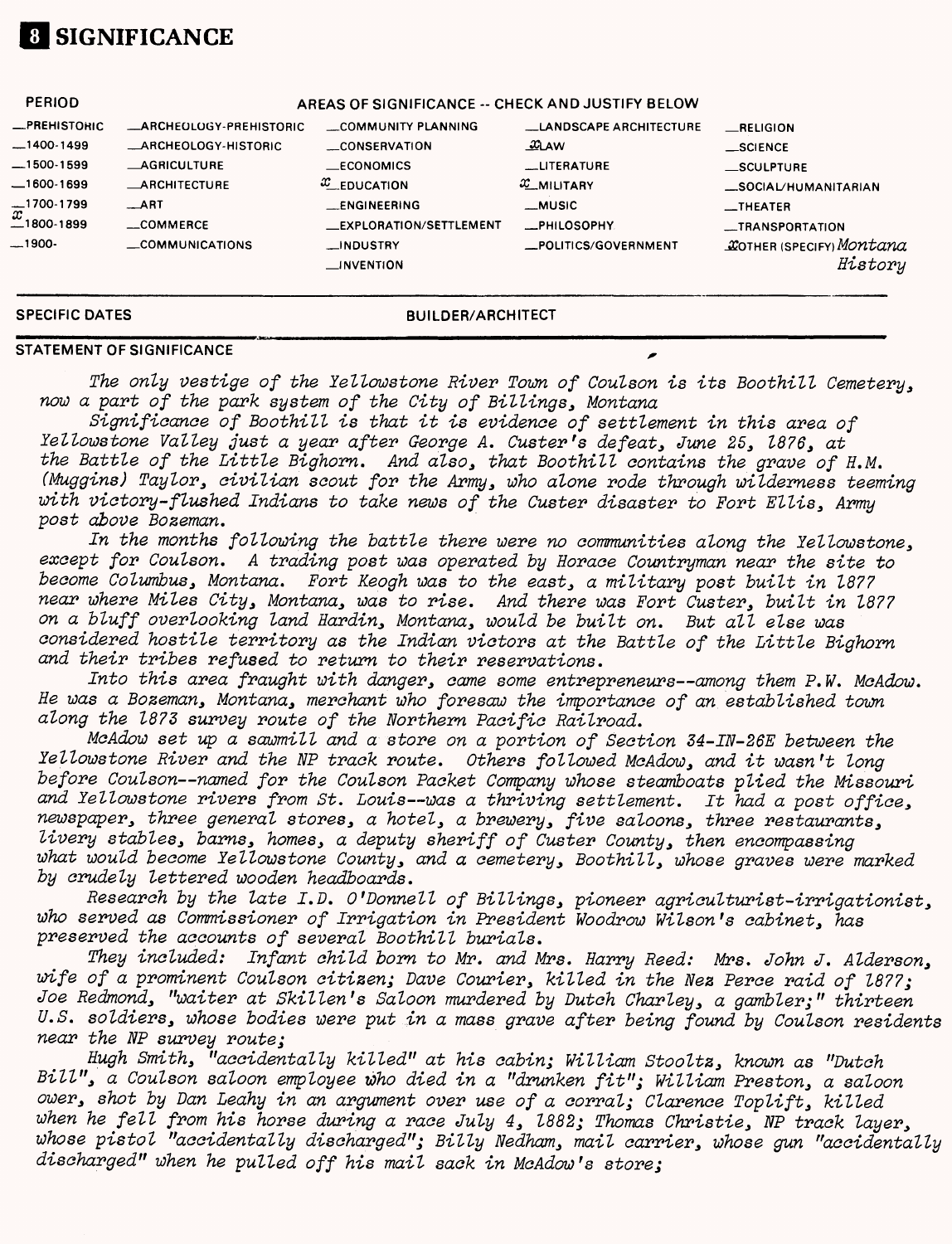# 8 SIGNIFICANCE

| PERIOD | AREAS OF SIGNIFICANCE -- CHECK AND JUSTIFY BELOW | | | |
|---|---|---|---|---|
| _PREHISTORIC | _ARCHEOLOGY-PREHISTORIC | _COMMUNITY PLANNING | _LANDSCAPE ARCHITECTURE | _RELIGION |
| _1400-1499 | _ARCHEOLOGY-HISTORIC | _CONSERVATION | x LAW | _SCIENCE |
| _1500-1599 | _AGRICULTURE | _ECONOMICS | _LITERATURE | _SCULPTURE |
| _1600-1699 | _ARCHITECTURE | x EDUCATION | x MILITARY | _SOCIAL/HUMANITARIAN |
| _1700-1799 | _ART | _ENGINEERING | _MUSIC | _THEATER |
| x 1800-1899 | _COMMERCE | _EXPLORATION/SETTLEMENT | _PHILOSOPHY | _TRANSPORTATION |
| _1900- | _COMMUNICATIONS | _INDUSTRY | _POLITICS/GOVERNMENT | x OTHER (SPECIFY) *Montana History* |
| | | _INVENTION | | |

SPECIFIC DATES

BUILDER/ARCHITECT

## STATEMENT OF SIGNIFICANCE

*The only vestige of the Yellowstone River Town of Coulson is its Boothill Cemetery, now a part of the park system of the City of Billings, Montana*

*Significance of Boothill is that it is evidence of settlement in this area of Yellowstone Valley just a year after George A. Custer's defeat, June 25, 1876, at the Battle of the Little Bighorn. And also, that Boothill contains the grave of H.M. (Muggins) Taylor, civilian scout for the Army, who alone rode through wilderness teeming with victory-flushed Indians to take news of the Custer disaster to Fort Ellis, Army post above Bozeman.*

*In the months following the battle there were no communities along the Yellowstone, except for Coulson. A trading post was operated by Horace Countryman near the site to become Columbus, Montana. Fort Keogh was to the east, a military post built in 1877 near where Miles City, Montana, was to rise. And there was Fort Custer, built in 1877 on a bluff overlooking land Hardin, Montana, would be built on. But all else was considered hostile territory as the Indian victors at the Battle of the Little Bighorn and their tribes refused to return to their reservations.*

*Into this area fraught with danger, came some entrepreneurs--among them P.W. McAdow. He was a Bozeman, Montana, merchant who foresaw the importance of an established town along the 1873 survey route of the Northern Pacific Railroad.*

*McAdow set up a sawmill and a store on a portion of Section 34-1N-26E between the Yellowstone River and the NP track route. Others followed McAdow, and it wasn't long before Coulson--named for the Coulson Packet Company whose steamboats plied the Missouri and Yellowstone rivers from St. Louis--was a thriving settlement. It had a post office, newspaper, three general stores, a hotel, a brewery, five saloons, three restaurants, livery stables, barns, homes, a deputy sheriff of Custer County, then encompassing what would become Yellowstone County, and a cemetery, Boothill, whose graves were marked by crudely lettered wooden headboards.*

*Research by the late I.D. O'Donnell of Billings, pioneer agriculturist-irrigationist, who served as Commissioner of Irrigation in President Woodrow Wilson's cabinet, has preserved the accounts of several Boothill burials.*

*They included: Infant child born to Mr. and Mrs. Harry Reed: Mrs. John J. Alderson, wife of a prominent Coulson citizen; Dave Courier, killed in the Nez Perce raid of 1877; Joe Redmond, "waiter at Skillen's Saloon murdered by Dutch Charley, a gambler;" thirteen U.S. soldiers, whose bodies were put in a mass grave after being found by Coulson residents near the NP survey route;*

*Hugh Smith, "accidentally killed" at his cabin; William Stooltz, known as "Dutch Bill", a Coulson saloon employee who died in a "drunken fit"; William Preston, a saloon ower, shot by Dan Leahy in an argument over use of a corral; Clarence Toplift, killed when he fell from his horse during a race July 4, 1882; Thomas Christie, NP track layer, whose pistol "accidentally discharged"; Billy Nedham, mail carrier, whose gun "accidentally discharged" when he pulled off his mail sack in McAdow's store;*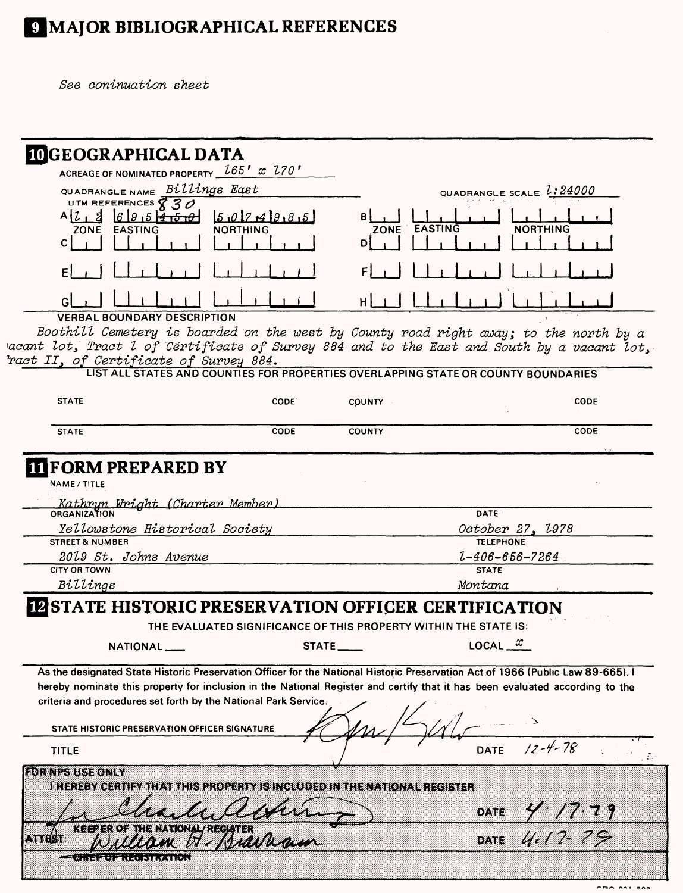# 9 MAJOR BIBLIOGRAPHICAL REFERENCES

See coninuation sheet

# 10 GEOGRAPHICAL DATA

ACREAGE OF NOMINATED PROPERTY 165' x 170'

QUADRANGLE NAME Billings East

QUADRANGLE SCALE 1:24000

UTM REFERENCES 830

| | ZONE | EASTING | NORTHING | | ZONE | EASTING | NORTHING |
|---|---|---|---|---|---|---|---|
| A | 1 2 | 6 9 5 4 5 0 | 5 0 7 4 9 8 5 | B | | | |
| C | | | | D | | | |
| E | | | | F | | | |
| G | | | | H | | | |

VERBAL BOUNDARY DESCRIPTION

Boothill Cemetery is boarded on the west by County road right away; to the north by a vacant lot, Tract 1 of Certificate of Survey 884 and to the East and South by a vacant lot, Tract II, of Certificate of Survey 884.

LIST ALL STATES AND COUNTIES FOR PROPERTIES OVERLAPPING STATE OR COUNTY BOUNDARIES

| STATE | CODE | COUNTY | CODE |
|---|---|---|---|
| STATE | CODE | COUNTY | CODE |

# 11 FORM PREPARED BY

NAME / TITLE

Kathryn Wright (Charter Member)

| ORGANIZATION | DATE |
|---|---|
| Yellowstone Historical Society | October 27, 1978 |
| **STREET & NUMBER** | **TELEPHONE** |
| 2019 St. Johns Avenue | 1-406-656-7264 |
| **CITY OR TOWN** | **STATE** |
| Billings | Montana |

# 12 STATE HISTORIC PRESERVATION OFFICER CERTIFICATION

THE EVALUATED SIGNIFICANCE OF THIS PROPERTY WITHIN THE STATE IS:

NATIONAL \_\_\_ STATE \_\_\_ LOCAL x

As the designated State Historic Preservation Officer for the National Historic Preservation Act of 1966 (Public Law 89-665), I hereby nominate this property for inclusion in the National Register and certify that it has been evaluated according to the criteria and procedures set forth by the National Park Service.

STATE HISTORIC PRESERVATION OFFICER SIGNATURE [signature]

TITLE DATE 12-4-78

FOR NPS USE ONLY

I HEREBY CERTIFY THAT THIS PROPERTY IS INCLUDED IN THE NATIONAL REGISTER

for [signature] DATE 4.17.79

KEEPER OF THE NATIONAL REGISTER

ATTEST: William H. Bradham DATE 4.17.79

CHIEF OF REGISTRATION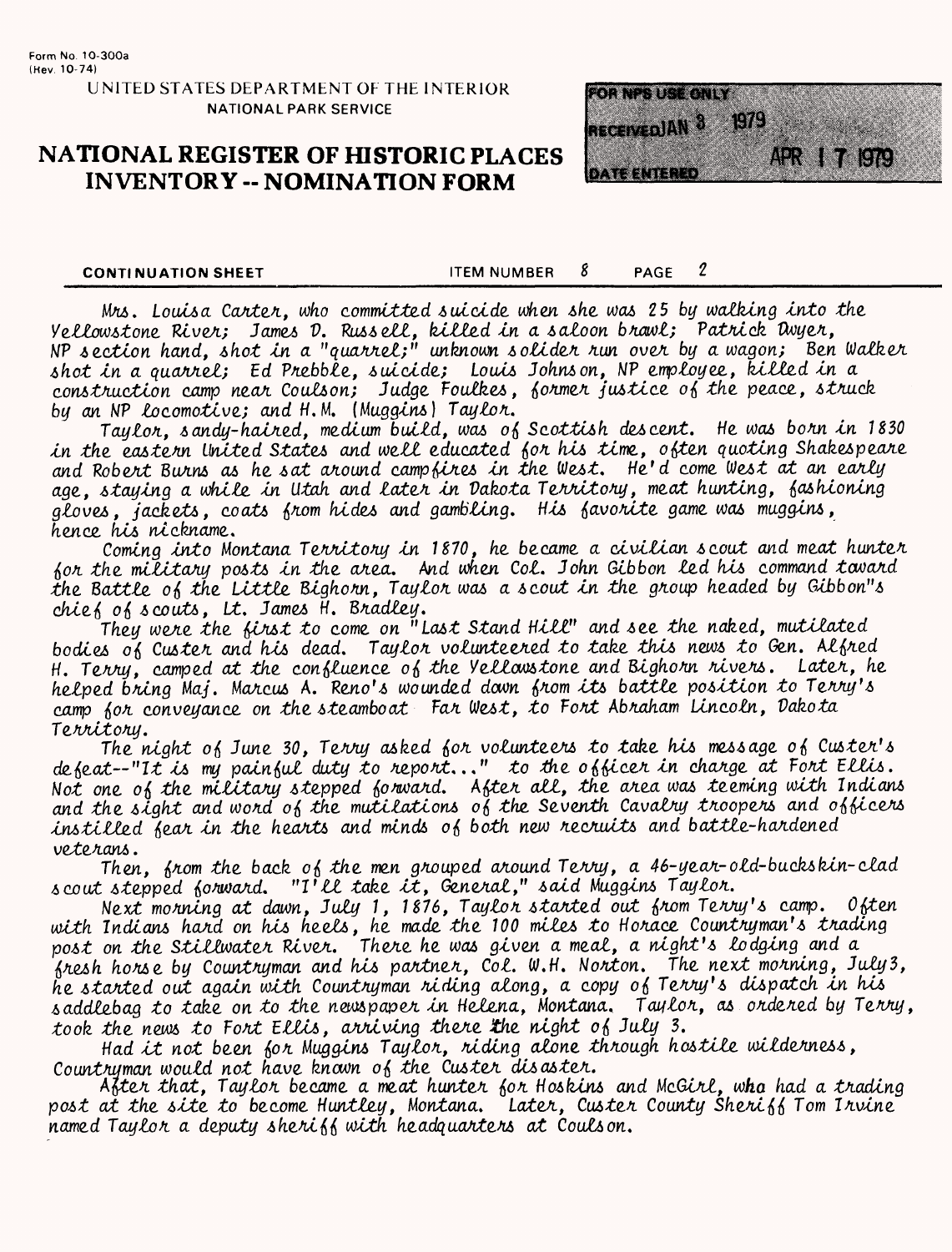Form No. 10-300a
(Rev. 10-74)

UNITED STATES DEPARTMENT OF THE INTERIOR
NATIONAL PARK SERVICE

# NATIONAL REGISTER OF HISTORIC PLACES INVENTORY -- NOMINATION FORM

FOR NPS USE ONLY
RECEIVED JAN 8 1979
DATE ENTERED APR 17 1979

**CONTINUATION SHEET** ITEM NUMBER 8 PAGE 2

Mrs. Louisa Carter, who committed suicide when she was 25 by walking into the Yellowstone River; James D. Russell, killed in a saloon brawl; Patrick Dwyer, NP section hand, shot in a "quarrel;" unknown solider run over by a wagon; Ben Walker shot in a quarrel; Ed Prebble, suicide; Louis Johnson, NP employee, killed in a construction camp near Coulson; Judge Foulkes, former justice of the peace, struck by an NP locomotive; and H.M. (Muggins) Taylor.

Taylor, sandy-haired, medium build, was of Scottish descent. He was born in 1830 in the eastern United States and well educated for his time, often quoting Shakespeare and Robert Burns as he sat around campfires in the West. He'd come West at an early age, staying a while in Utah and later in Dakota Territory, meat hunting, fashioning gloves, jackets, coats from hides and gambling. His favorite game was muggins, hence his nickname.

Coming into Montana Territory in 1870, he became a civilian scout and meat hunter for the military posts in the area. And when Col. John Gibbon led his command toward the Battle of the Little Bighorn, Taylor was a scout in the group headed by Gibbon"s chief of scouts, Lt. James H. Bradley.

They were the first to come on "Last Stand Hill" and see the naked, mutilated bodies of Custer and his dead. Taylor volunteered to take this news to Gen. Alfred H. Terry, camped at the confluence of the Yellowstone and Bighorn rivers. Later, he helped bring Maj. Marcus A. Reno's wounded down from its battle position to Terry's camp for conveyance on the steamboat Far West, to Fort Abraham Lincoln, Dakota Territory.

The night of June 30, Terry asked for volunteers to take his message of Custer's defeat--"It is my painful duty to report..." to the officer in charge at Fort Ellis. Not one of the military stepped forward. After all, the area was teeming with Indians and the sight and word of the mutilations of the Seventh Cavalry troopers and officers instilled fear in the hearts and minds of both new recruits and battle-hardened veterans.

Then, from the back of the men grouped around Terry, a 46-year-old-buckskin-clad scout stepped forward. "I'll take it, General," said Muggins Taylor.

Next morning at dawn, July 1, 1876, Taylor started out from Terry's camp. Often with Indians hard on his heels, he made the 100 miles to Horace Countryman's trading post on the Stillwater River. There he was given a meal, a night's lodging and a fresh horse by Countryman and his partner, Col. W.H. Norton. The next morning, July3, he started out again with Countryman riding along, a copy of Terry's dispatch in his saddlebag to take on to the newspaper in Helena, Montana. Taylor, as ordered by Terry, took the news to Fort Ellis, arriving there the night of July 3.

Had it not been for Muggins Taylor, riding alone through hostile wilderness, Countryman would not have known of the Custer disaster.

After that, Taylor became a meat hunter for Hoskins and McGirl, who had a trading post at the site to become Huntley, Montana. Later, Custer County Sheriff Tom Irvine named Taylor a deputy sheriff with headquarters at Coulson.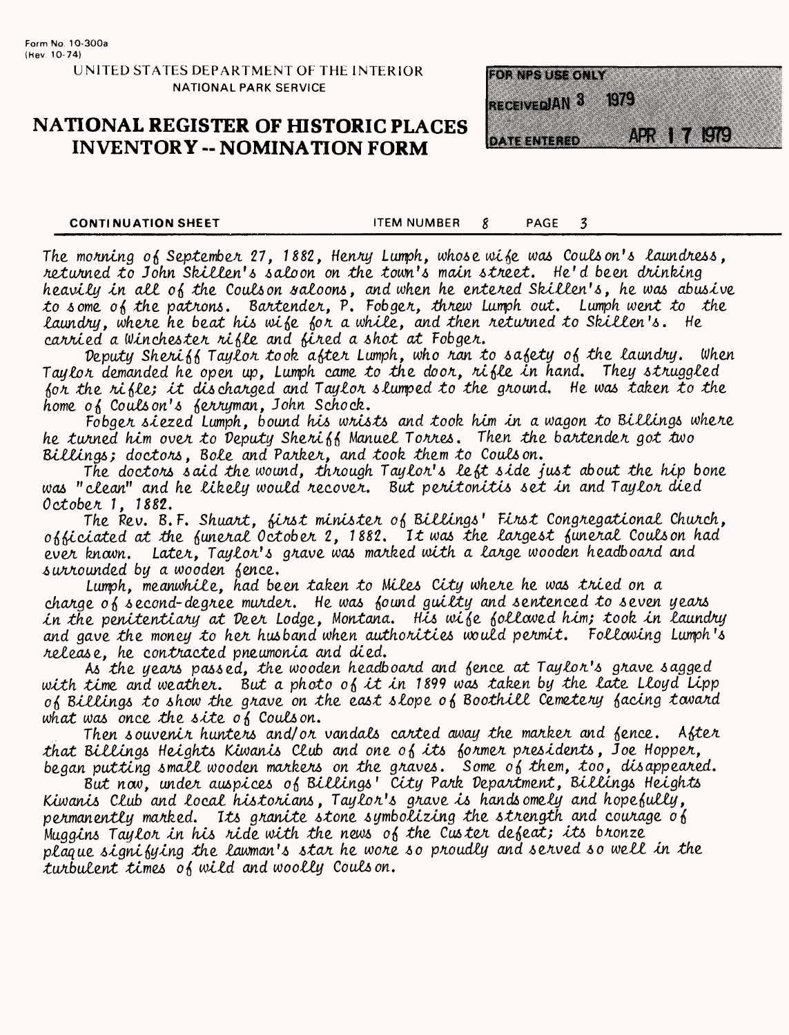Form No. 10-300a
(Rev. 10-74)

UNITED STATES DEPARTMENT OF THE INTERIOR
NATIONAL PARK SERVICE

# NATIONAL REGISTER OF HISTORIC PLACES INVENTORY -- NOMINATION FORM

FOR NPS USE ONLY
RECEIVED JAN 3 1979
DATE ENTERED APR 17 1979

CONTINUATION SHEET ITEM NUMBER 8 PAGE 3

The morning of September 27, 1882, Henry Lumph, whose wife was Coulson's laundress, returned to John Skillen's saloon on the town's main street. He'd been drinking heavily in all of the Coulson saloons, and when he entered Skillen's, he was abusive to some of the patrons. Bartender, P. Fobger, threw Lumph out. Lumph went to the laundry, where he beat his wife for a while, and then returned to Skillen's. He carried a Winchester rifle and fired a shot at Fobger.

Deputy Sheriff Taylor took after Lumph, who ran to safety of the laundry. When Taylor demanded he open up, Lumph came to the door, rifle in hand. They struggled for the rifle; it discharged and Taylor slumped to the ground. He was taken to the home of Coulson's ferryman, John Schock.

Fobger siezed Lumph, bound his wrists and took him in a wagon to Billings where he turned him over to Deputy Sheriff Manuel Torres. Then the bartender got two Billings; doctors, Bole and Parker, and took them to Coulson.

The doctors said the wound, through Taylor's left side just about the hip bone was "clean" and he likely would recover. But peritonitis set in and Taylor died October 1, 1882.

The Rev. B.F. Shuart, first minister of Billings' First Congregational Church, officiated at the funeral October 2, 1882. It was the largest funeral Coulson had ever known. Later, Taylor's grave was marked with a large wooden headboard and surrounded by a wooden fence.

Lumph, meanwhile, had been taken to Miles City where he was tried on a charge of second-degree murder. He was found guilty and sentenced to seven years in the penitentiary at Deer Lodge, Montana. His wife followed him; took in laundry and gave the money to her husband when authorities would permit. Following Lumph's release, he contracted pneumonia and died.

As the years passed, the wooden headboard and fence at Taylor's grave sagged with time and weather. But a photo of it in 1899 was taken by the late Lloyd Lipp of Billings to show the grave on the east slope of Boothill Cemetery facing toward what was once the site of Coulson.

Then souvenir hunters and/or vandals carted away the marker and fence. After that Billings Heights Kiwanis Club and one of its former presidents, Joe Hopper, began putting small wooden markers on the graves. Some of them, too, disappeared.

But now, under auspices of Billings' City Park Department, Billings Heights Kiwanis Club and local historians, Taylor's grave is handsomely and hopefully, permanently marked. Its granite stone symbolizing the strength and courage of Muggins Taylor in his ride with the news of the Custer defeat; its bronze plaque signifying the lawman's star he wore so proudly and served so well in the turbulent times of wild and woolly Coulson.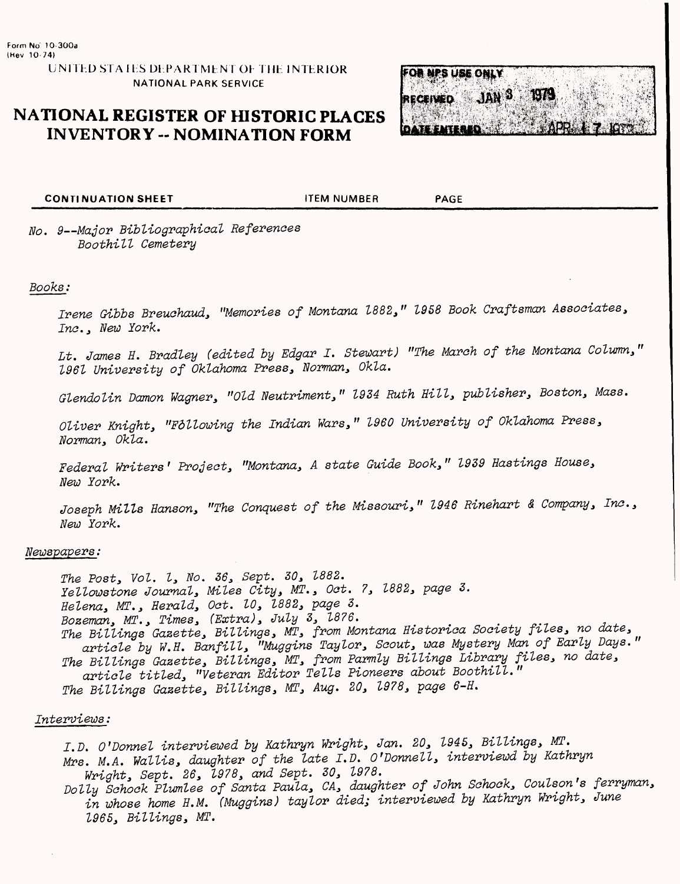Form No. 10-300a
(Rev. 10-74)

UNITED STATES DEPARTMENT OF THE INTERIOR
NATIONAL PARK SERVICE

# NATIONAL REGISTER OF HISTORIC PLACES INVENTORY -- NOMINATION FORM

FOR NPS USE ONLY
RECEIVED JAN 3 1979
DATE ENTERED APR 17 1979

CONTINUATION SHEET ITEM NUMBER PAGE

*No. 9--Major Bibliographical References*
*Boothill Cemetery*

*Books:*

*Irene Gibbs Breuchaud, "Memories of Montana 1882," 1958 Book Craftsman Associates, Inc., New York.*

*Lt. James H. Bradley (edited by Edgar I. Stewart) "The March of the Montana Column," 1961 University of Oklahoma Press, Norman, Okla.*

*Glendolin Damon Wagner, "Old Neutriment," 1934 Ruth Hill, publisher, Boston, Mass.*

*Oliver Knight, "Fôllowing the Indian Wars," 1960 University of Oklahoma Press, Norman, Okla.*

*Federal Writers' Project, "Montana, A state Guide Book," 1939 Hastings House, New York.*

*Joseph Mills Hanson, "The Conquest of the Missouri," 1946 Rinehart & Company, Inc., New York.*

*Newspapers:*

*The Post, Vol. 1, No. 36, Sept. 30, 1882.*
*Yellowstone Journal, Miles City, MT., Oct. 7, 1882, page 3.*
*Helena, MT., Herald, Oct. 10, 1882, page 3.*
*Bozeman, MT., Times, (Extra), July 3, 1876.*
*The Billings Gazette, Billings, MT, from Montana Historica Society files, no date, article by W.H. Banfill, "Muggins Taylor, Scout, was Mystery Man of Early Days."*
*The Billings Gazette, Billings, MT, from Parmly Billings Library files, no date, article titled, "Veteran Editor Tells Pioneers about Boothill."*
*The Billings Gazette, Billings, MT, Aug. 20, 1978, page 6-H.*

*Interviews:*

*I.D. O'Donnel interviewed by Kathryn Wright, Jan. 20, 1945, Billings, MT.*
*Mrs. M.A. Wallis, daughter of the late I.D. O'Donnell, interviewd by Kathryn Wright, Sept. 26, 1978, and Sept. 30, 1978.*
*Dolly Schock Plumlee of Santa Paula, CA, daughter of John Schock, Coulson's ferryman, in whose home H.M. (Muggins) taylor died; interviewed by Kathryn Wright, June 1965, Billings, MT.*